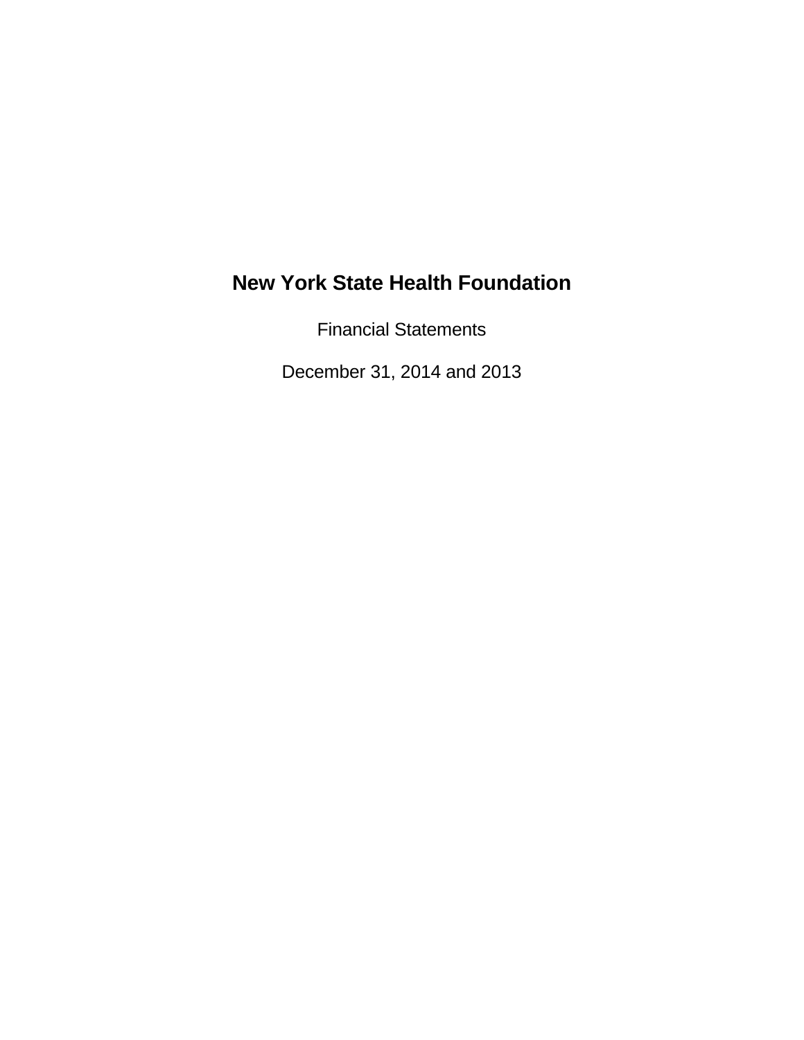# New York State Health Foundation

Financial Statements

December 31, 2014 and 2013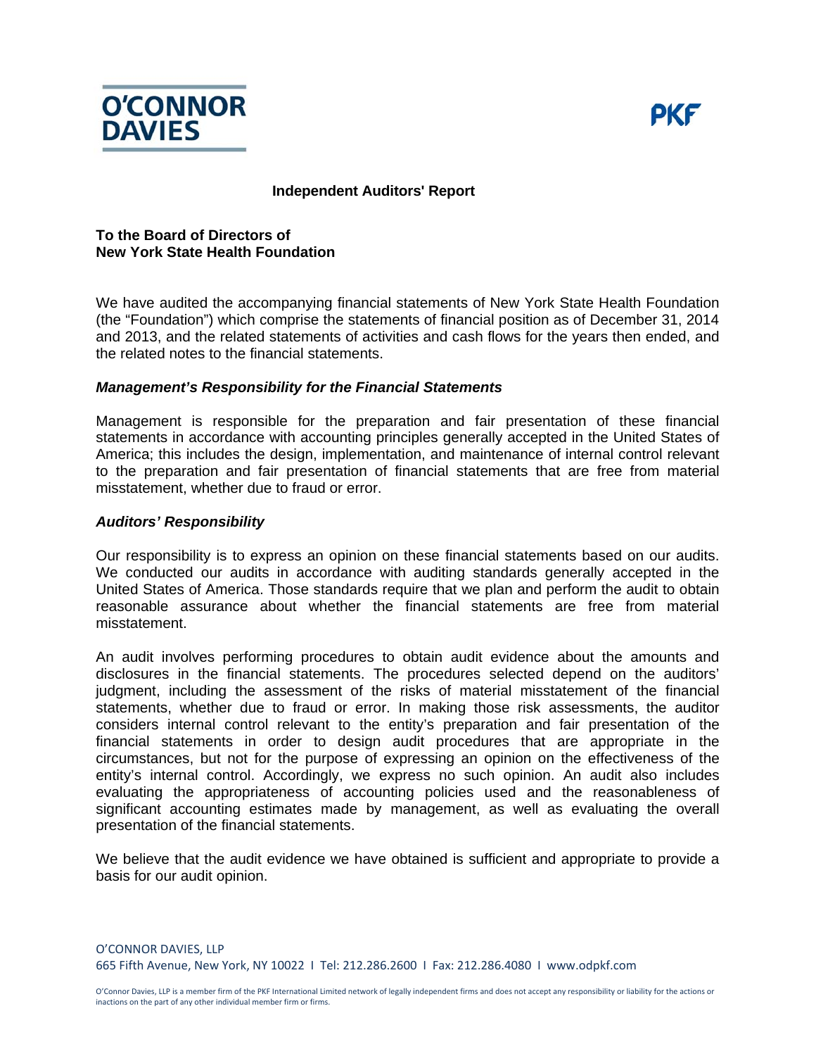O'CONNOR DAVIES

PKF

**Independent Auditors' Report**

**To the Board of Directors of**
**New York State Health Foundation**

We have audited the accompanying financial statements of New York State Health Foundation (the "Foundation") which comprise the statements of financial position as of December 31, 2014 and 2013, and the related statements of activities and cash flows for the years then ended, and the related notes to the financial statements.

***Management's Responsibility for the Financial Statements***

Management is responsible for the preparation and fair presentation of these financial statements in accordance with accounting principles generally accepted in the United States of America; this includes the design, implementation, and maintenance of internal control relevant to the preparation and fair presentation of financial statements that are free from material misstatement, whether due to fraud or error.

***Auditors' Responsibility***

Our responsibility is to express an opinion on these financial statements based on our audits. We conducted our audits in accordance with auditing standards generally accepted in the United States of America. Those standards require that we plan and perform the audit to obtain reasonable assurance about whether the financial statements are free from material misstatement.

An audit involves performing procedures to obtain audit evidence about the amounts and disclosures in the financial statements. The procedures selected depend on the auditors' judgment, including the assessment of the risks of material misstatement of the financial statements, whether due to fraud or error. In making those risk assessments, the auditor considers internal control relevant to the entity's preparation and fair presentation of the financial statements in order to design audit procedures that are appropriate in the circumstances, but not for the purpose of expressing an opinion on the effectiveness of the entity's internal control. Accordingly, we express no such opinion. An audit also includes evaluating the appropriateness of accounting policies used and the reasonableness of significant accounting estimates made by management, as well as evaluating the overall presentation of the financial statements.

We believe that the audit evidence we have obtained is sufficient and appropriate to provide a basis for our audit opinion.

O'CONNOR DAVIES, LLP
665 Fifth Avenue, New York, NY 10022 I Tel: 212.286.2600 I Fax: 212.286.4080 I www.odpkf.com

O'Connor Davies, LLP is a member firm of the PKF International Limited network of legally independent firms and does not accept any responsibility or liability for the actions or inactions on the part of any other individual member firm or firms.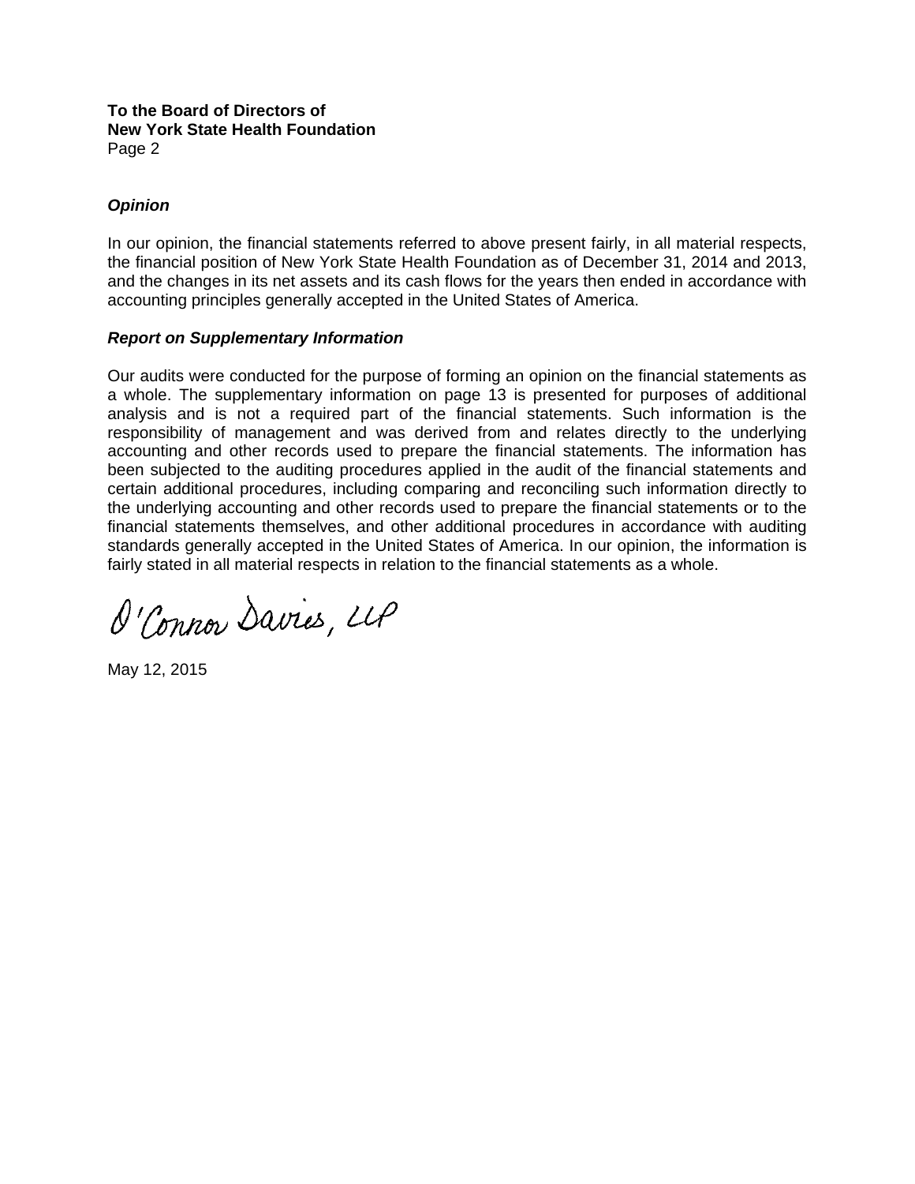**To the Board of Directors of**
**New York State Health Foundation**
Page 2

***Opinion***

In our opinion, the financial statements referred to above present fairly, in all material respects, the financial position of New York State Health Foundation as of December 31, 2014 and 2013, and the changes in its net assets and its cash flows for the years then ended in accordance with accounting principles generally accepted in the United States of America.

***Report on Supplementary Information***

Our audits were conducted for the purpose of forming an opinion on the financial statements as a whole. The supplementary information on page 13 is presented for purposes of additional analysis and is not a required part of the financial statements. Such information is the responsibility of management and was derived from and relates directly to the underlying accounting and other records used to prepare the financial statements. The information has been subjected to the auditing procedures applied in the audit of the financial statements and certain additional procedures, including comparing and reconciling such information directly to the underlying accounting and other records used to prepare the financial statements or to the financial statements themselves, and other additional procedures in accordance with auditing standards generally accepted in the United States of America. In our opinion, the information is fairly stated in all material respects in relation to the financial statements as a whole.

O'Connor Davies, LLP

May 12, 2015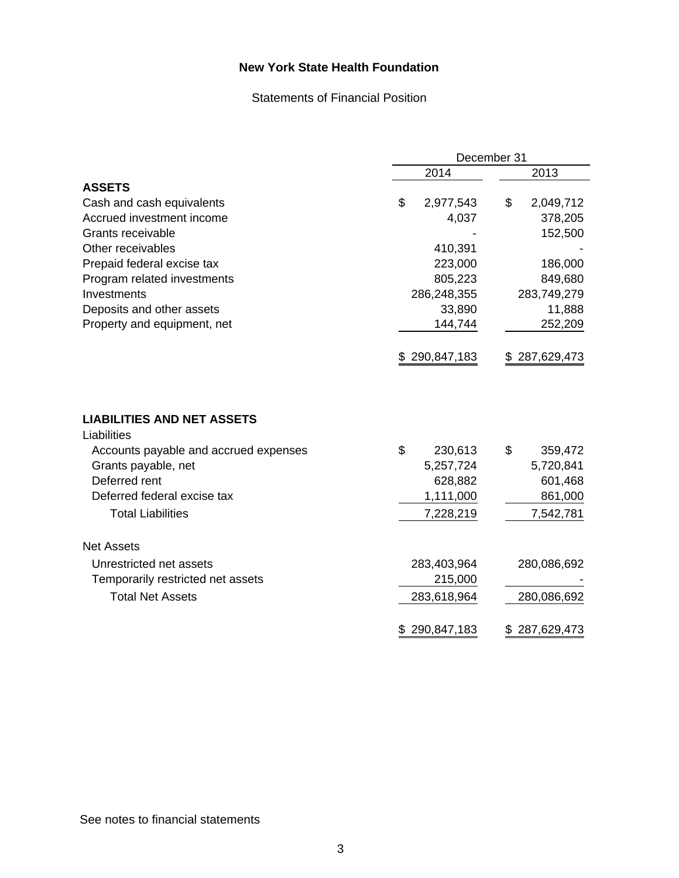# New York State Health Foundation

## Statements of Financial Position

| | December 31 | |
|---|---|---|
| | 2014 | 2013 |
| **ASSETS** | | |
| Cash and cash equivalents | $ 2,977,543 | $ 2,049,712 |
| Accrued investment income | 4,037 | 378,205 |
| Grants receivable | - | 152,500 |
| Other receivables | 410,391 | - |
| Prepaid federal excise tax | 223,000 | 186,000 |
| Program related investments | 805,223 | 849,680 |
| Investments | 286,248,355 | 283,749,279 |
| Deposits and other assets | 33,890 | 11,888 |
| Property and equipment, net | 144,744 | 252,209 |
| | $ 290,847,183 | $ 287,629,473 |
| **LIABILITIES AND NET ASSETS** | | |
| Liabilities | | |
| Accounts payable and accrued expenses | $ 230,613 | $ 359,472 |
| Grants payable, net | 5,257,724 | 5,720,841 |
| Deferred rent | 628,882 | 601,468 |
| Deferred federal excise tax | 1,111,000 | 861,000 |
| Total Liabilities | 7,228,219 | 7,542,781 |
| Net Assets | | |
| Unrestricted net assets | 283,403,964 | 280,086,692 |
| Temporarily restricted net assets | 215,000 | - |
| Total Net Assets | 283,618,964 | 280,086,692 |
| | $ 290,847,183 | $ 287,629,473 |

See notes to financial statements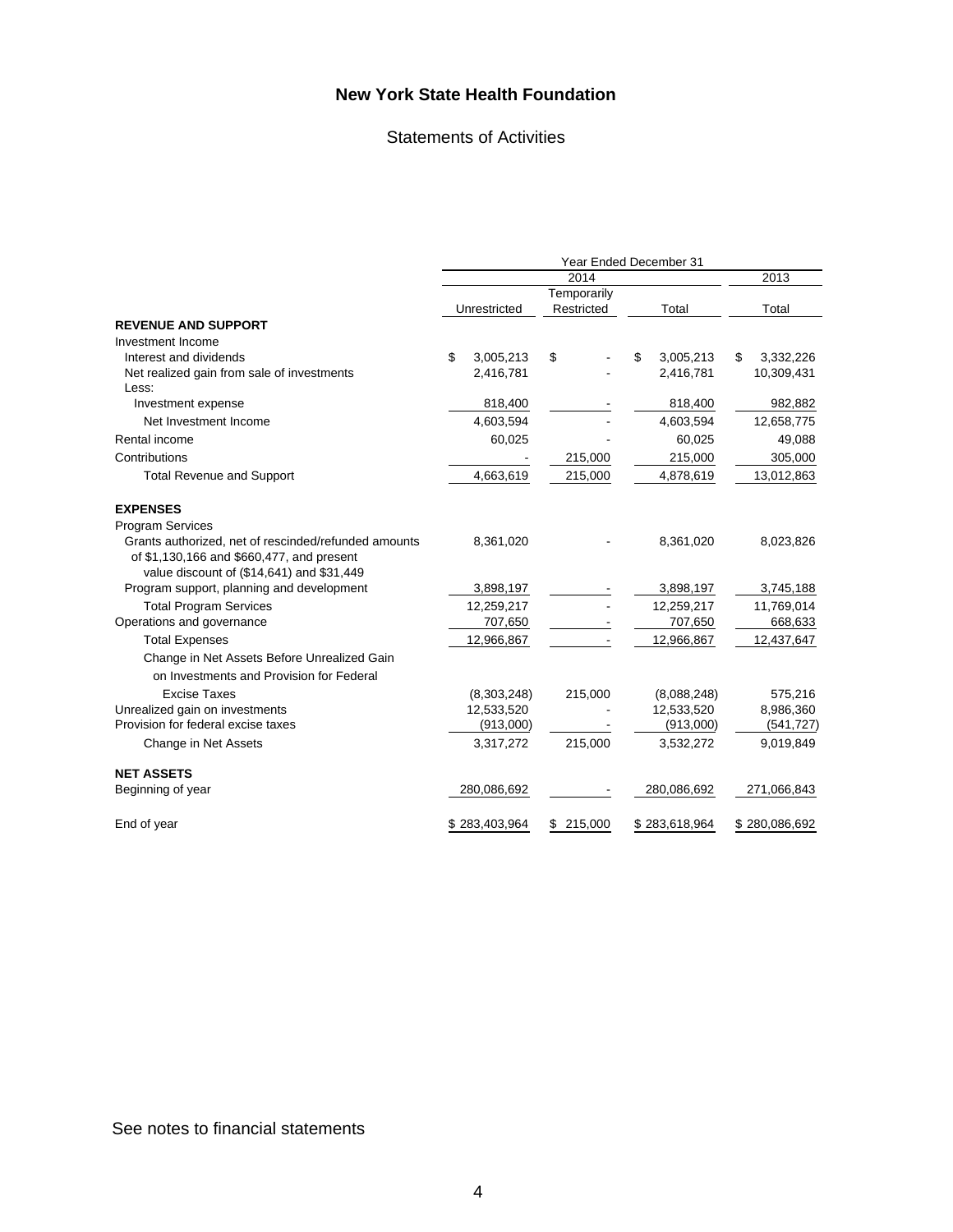# New York State Health Foundation

## Statements of Activities

| | Year Ended December 31 | | | |
|---|---|---|---|---|
| | 2014 | | | 2013 |
| | Unrestricted | Temporarily Restricted | Total | Total |
| **REVENUE AND SUPPORT** | | | | |
| Investment Income | | | | |
| Interest and dividends | $ 3,005,213 | $ - | $ 3,005,213 | $ 3,332,226 |
| Net realized gain from sale of investments | 2,416,781 | - | 2,416,781 | 10,309,431 |
| Less: | | | | |
| Investment expense | 818,400 | - | 818,400 | 982,882 |
| Net Investment Income | 4,603,594 | - | 4,603,594 | 12,658,775 |
| Rental income | 60,025 | - | 60,025 | 49,088 |
| Contributions | - | 215,000 | 215,000 | 305,000 |
| Total Revenue and Support | 4,663,619 | 215,000 | 4,878,619 | 13,012,863 |
| **EXPENSES** | | | | |
| Program Services | | | | |
| Grants authorized, net of rescinded/refunded amounts of $1,130,166 and $660,477, and present value discount of ($14,641) and $31,449 | 8,361,020 | - | 8,361,020 | 8,023,826 |
| Program support, planning and development | 3,898,197 | - | 3,898,197 | 3,745,188 |
| Total Program Services | 12,259,217 | - | 12,259,217 | 11,769,014 |
| Operations and governance | 707,650 | - | 707,650 | 668,633 |
| Total Expenses | 12,966,867 | - | 12,966,867 | 12,437,647 |
| Change in Net Assets Before Unrealized Gain on Investments and Provision for Federal Excise Taxes | (8,303,248) | 215,000 | (8,088,248) | 575,216 |
| Unrealized gain on investments | 12,533,520 | - | 12,533,520 | 8,986,360 |
| Provision for federal excise taxes | (913,000) | - | (913,000) | (541,727) |
| Change in Net Assets | 3,317,272 | 215,000 | 3,532,272 | 9,019,849 |
| **NET ASSETS** | | | | |
| Beginning of year | 280,086,692 | - | 280,086,692 | 271,066,843 |
| End of year | $ 283,403,964 | $ 215,000 | $ 283,618,964 | $ 280,086,692 |

See notes to financial statements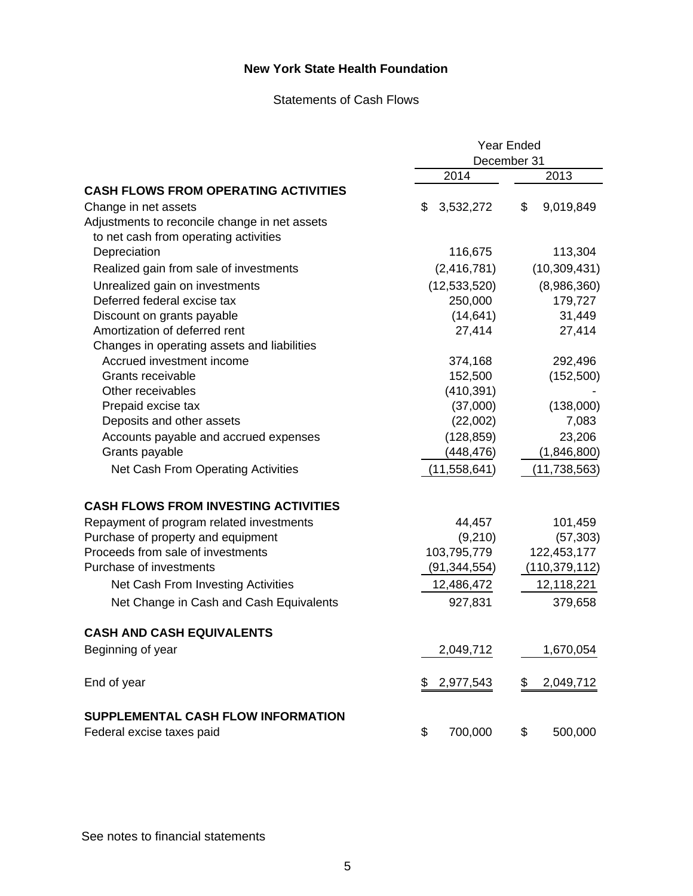# New York State Health Foundation

## Statements of Cash Flows

| | Year Ended December 31 | |
|---|---|---|
| | 2014 | 2013 |
| **CASH FLOWS FROM OPERATING ACTIVITIES** | | |
| Change in net assets | $ 3,532,272 | $ 9,019,849 |
| Adjustments to reconcile change in net assets to net cash from operating activities | | |
| Depreciation | 116,675 | 113,304 |
| Realized gain from sale of investments | (2,416,781) | (10,309,431) |
| Unrealized gain on investments | (12,533,520) | (8,986,360) |
| Deferred federal excise tax | 250,000 | 179,727 |
| Discount on grants payable | (14,641) | 31,449 |
| Amortization of deferred rent | 27,414 | 27,414 |
| Changes in operating assets and liabilities | | |
| Accrued investment income | 374,168 | 292,496 |
| Grants receivable | 152,500 | (152,500) |
| Other receivables | (410,391) | - |
| Prepaid excise tax | (37,000) | (138,000) |
| Deposits and other assets | (22,002) | 7,083 |
| Accounts payable and accrued expenses | (128,859) | 23,206 |
| Grants payable | (448,476) | (1,846,800) |
| Net Cash From Operating Activities | (11,558,641) | (11,738,563) |
| **CASH FLOWS FROM INVESTING ACTIVITIES** | | |
| Repayment of program related investments | 44,457 | 101,459 |
| Purchase of property and equipment | (9,210) | (57,303) |
| Proceeds from sale of investments | 103,795,779 | 122,453,177 |
| Purchase of investments | (91,344,554) | (110,379,112) |
| Net Cash From Investing Activities | 12,486,472 | 12,118,221 |
| Net Change in Cash and Cash Equivalents | 927,831 | 379,658 |
| **CASH AND CASH EQUIVALENTS** | | |
| Beginning of year | 2,049,712 | 1,670,054 |
| End of year | $ 2,977,543 | $ 2,049,712 |
| **SUPPLEMENTAL CASH FLOW INFORMATION** | | |
| Federal excise taxes paid | $ 700,000 | $ 500,000 |

See notes to financial statements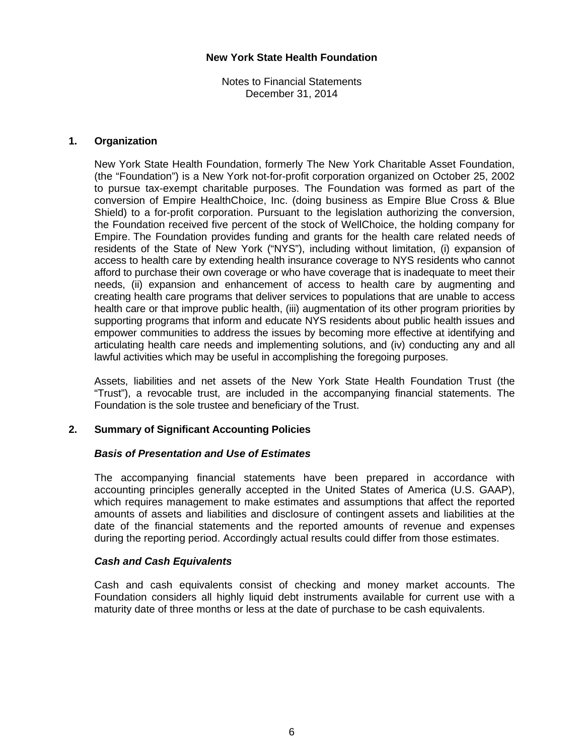# New York State Health Foundation

Notes to Financial Statements
December 31, 2014

## 1. Organization

New York State Health Foundation, formerly The New York Charitable Asset Foundation, (the "Foundation") is a New York not-for-profit corporation organized on October 25, 2002 to pursue tax-exempt charitable purposes. The Foundation was formed as part of the conversion of Empire HealthChoice, Inc. (doing business as Empire Blue Cross & Blue Shield) to a for-profit corporation. Pursuant to the legislation authorizing the conversion, the Foundation received five percent of the stock of WellChoice, the holding company for Empire. The Foundation provides funding and grants for the health care related needs of residents of the State of New York ("NYS"), including without limitation, (i) expansion of access to health care by extending health insurance coverage to NYS residents who cannot afford to purchase their own coverage or who have coverage that is inadequate to meet their needs, (ii) expansion and enhancement of access to health care by augmenting and creating health care programs that deliver services to populations that are unable to access health care or that improve public health, (iii) augmentation of its other program priorities by supporting programs that inform and educate NYS residents about public health issues and empower communities to address the issues by becoming more effective at identifying and articulating health care needs and implementing solutions, and (iv) conducting any and all lawful activities which may be useful in accomplishing the foregoing purposes.

Assets, liabilities and net assets of the New York State Health Foundation Trust (the "Trust"), a revocable trust, are included in the accompanying financial statements. The Foundation is the sole trustee and beneficiary of the Trust.

## 2. Summary of Significant Accounting Policies

### *Basis of Presentation and Use of Estimates*

The accompanying financial statements have been prepared in accordance with accounting principles generally accepted in the United States of America (U.S. GAAP), which requires management to make estimates and assumptions that affect the reported amounts of assets and liabilities and disclosure of contingent assets and liabilities at the date of the financial statements and the reported amounts of revenue and expenses during the reporting period. Accordingly actual results could differ from those estimates.

### *Cash and Cash Equivalents*

Cash and cash equivalents consist of checking and money market accounts. The Foundation considers all highly liquid debt instruments available for current use with a maturity date of three months or less at the date of purchase to be cash equivalents.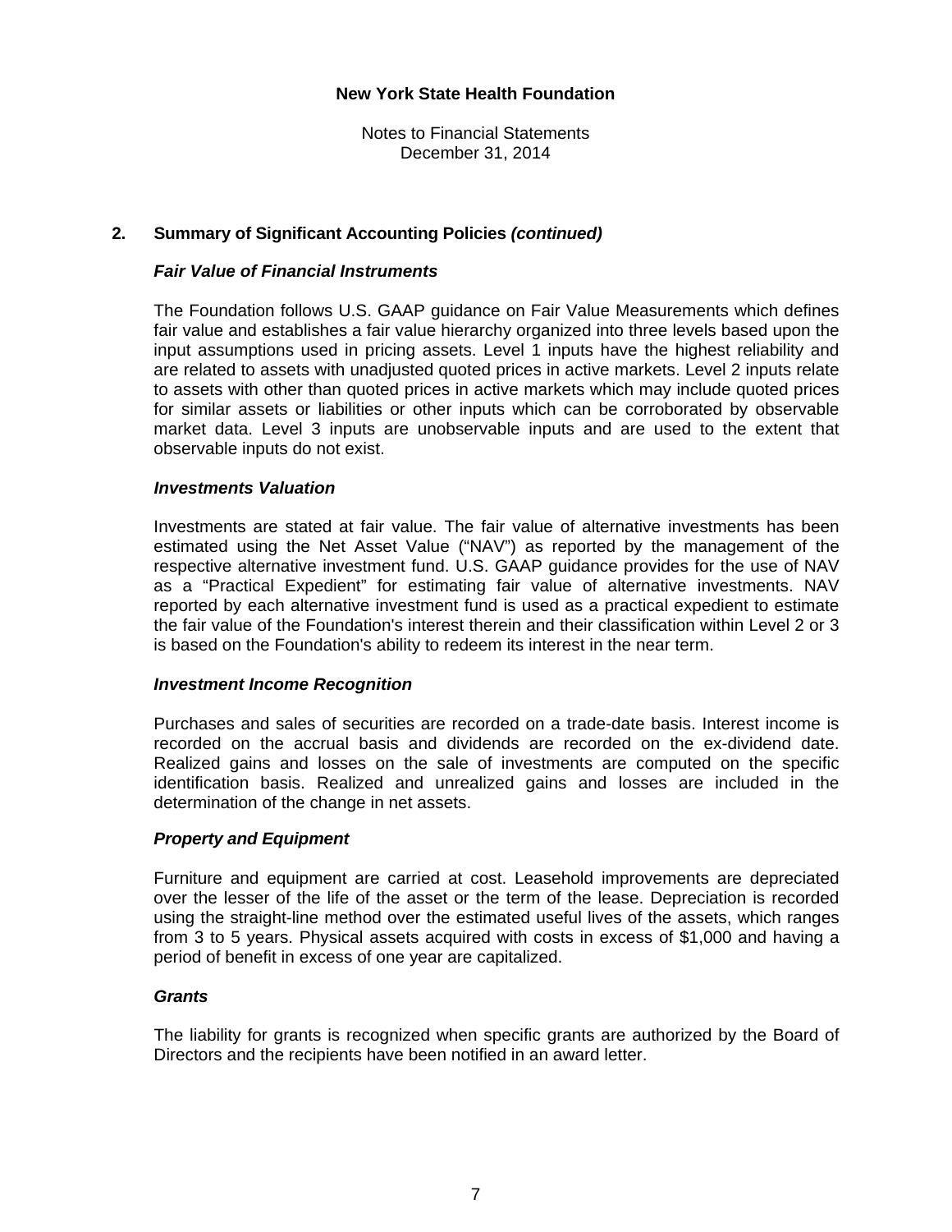**New York State Health Foundation**

Notes to Financial Statements
December 31, 2014

## 2. Summary of Significant Accounting Policies *(continued)*

### *Fair Value of Financial Instruments*

The Foundation follows U.S. GAAP guidance on Fair Value Measurements which defines fair value and establishes a fair value hierarchy organized into three levels based upon the input assumptions used in pricing assets. Level 1 inputs have the highest reliability and are related to assets with unadjusted quoted prices in active markets. Level 2 inputs relate to assets with other than quoted prices in active markets which may include quoted prices for similar assets or liabilities or other inputs which can be corroborated by observable market data. Level 3 inputs are unobservable inputs and are used to the extent that observable inputs do not exist.

### *Investments Valuation*

Investments are stated at fair value. The fair value of alternative investments has been estimated using the Net Asset Value ("NAV") as reported by the management of the respective alternative investment fund. U.S. GAAP guidance provides for the use of NAV as a "Practical Expedient" for estimating fair value of alternative investments. NAV reported by each alternative investment fund is used as a practical expedient to estimate the fair value of the Foundation's interest therein and their classification within Level 2 or 3 is based on the Foundation's ability to redeem its interest in the near term.

### *Investment Income Recognition*

Purchases and sales of securities are recorded on a trade-date basis. Interest income is recorded on the accrual basis and dividends are recorded on the ex-dividend date. Realized gains and losses on the sale of investments are computed on the specific identification basis. Realized and unrealized gains and losses are included in the determination of the change in net assets.

### *Property and Equipment*

Furniture and equipment are carried at cost. Leasehold improvements are depreciated over the lesser of the life of the asset or the term of the lease. Depreciation is recorded using the straight-line method over the estimated useful lives of the assets, which ranges from 3 to 5 years. Physical assets acquired with costs in excess of $1,000 and having a period of benefit in excess of one year are capitalized.

### *Grants*

The liability for grants is recognized when specific grants are authorized by the Board of Directors and the recipients have been notified in an award letter.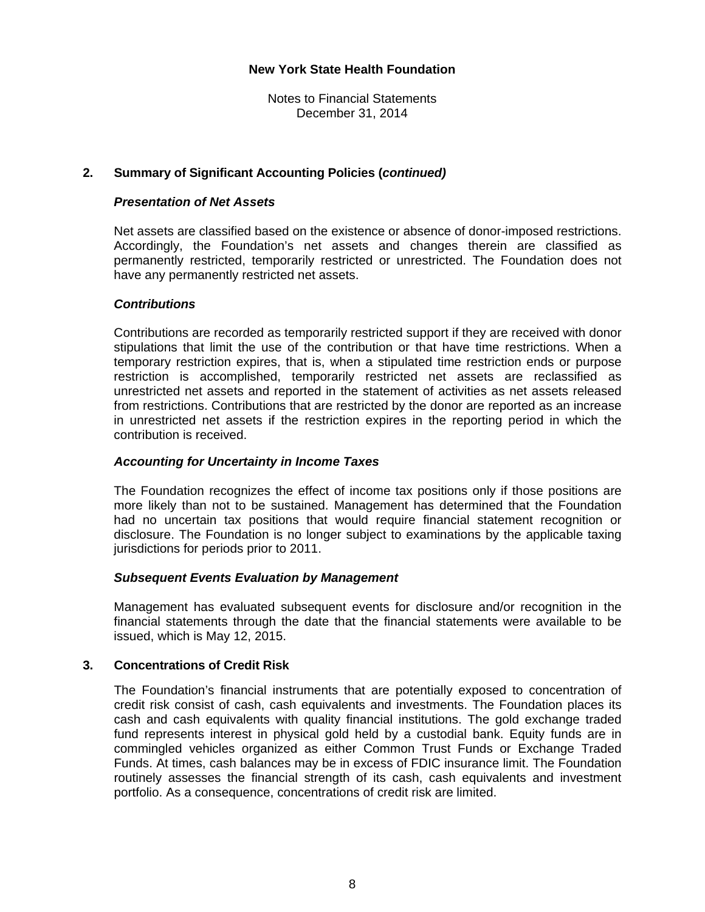## 2. Summary of Significant Accounting Policies (*continued)*

### *Presentation of Net Assets*

Net assets are classified based on the existence or absence of donor-imposed restrictions. Accordingly, the Foundation's net assets and changes therein are classified as permanently restricted, temporarily restricted or unrestricted. The Foundation does not have any permanently restricted net assets.

### *Contributions*

Contributions are recorded as temporarily restricted support if they are received with donor stipulations that limit the use of the contribution or that have time restrictions. When a temporary restriction expires, that is, when a stipulated time restriction ends or purpose restriction is accomplished, temporarily restricted net assets are reclassified as unrestricted net assets and reported in the statement of activities as net assets released from restrictions. Contributions that are restricted by the donor are reported as an increase in unrestricted net assets if the restriction expires in the reporting period in which the contribution is received.

### *Accounting for Uncertainty in Income Taxes*

The Foundation recognizes the effect of income tax positions only if those positions are more likely than not to be sustained. Management has determined that the Foundation had no uncertain tax positions that would require financial statement recognition or disclosure. The Foundation is no longer subject to examinations by the applicable taxing jurisdictions for periods prior to 2011.

### *Subsequent Events Evaluation by Management*

Management has evaluated subsequent events for disclosure and/or recognition in the financial statements through the date that the financial statements were available to be issued, which is May 12, 2015.

## 3. Concentrations of Credit Risk

The Foundation's financial instruments that are potentially exposed to concentration of credit risk consist of cash, cash equivalents and investments. The Foundation places its cash and cash equivalents with quality financial institutions. The gold exchange traded fund represents interest in physical gold held by a custodial bank. Equity funds are in commingled vehicles organized as either Common Trust Funds or Exchange Traded Funds. At times, cash balances may be in excess of FDIC insurance limit. The Foundation routinely assesses the financial strength of its cash, cash equivalents and investment portfolio. As a consequence, concentrations of credit risk are limited.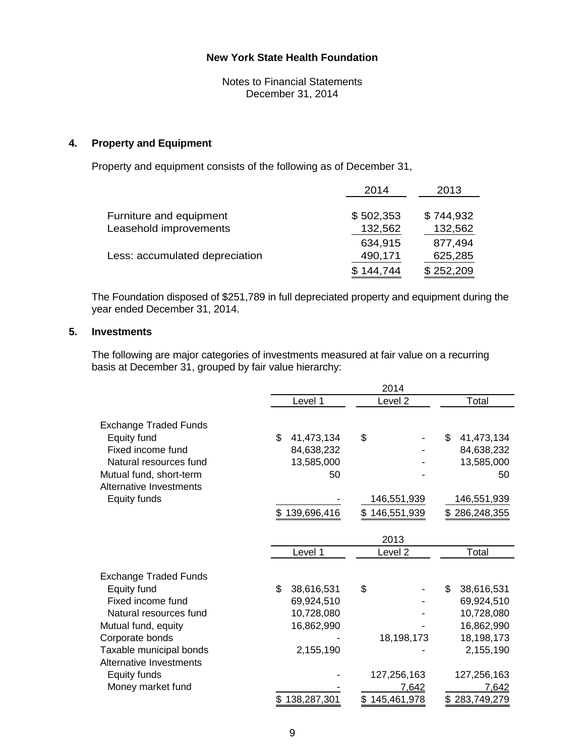**New York State Health Foundation**

Notes to Financial Statements
December 31, 2014

## 4. Property and Equipment

Property and equipment consists of the following as of December 31,

| | 2014 | 2013 |
|---|---|---|
| Furniture and equipment | $ 502,353 | $ 744,932 |
| Leasehold improvements | 132,562 | 132,562 |
| | 634,915 | 877,494 |
| Less: accumulated depreciation | 490,171 | 625,285 |
| | $ 144,744 | $ 252,209 |

The Foundation disposed of $251,789 in full depreciated property and equipment during the year ended December 31, 2014.

## 5. Investments

The following are major categories of investments measured at fair value on a recurring basis at December 31, grouped by fair value hierarchy:

| | 2014 | | |
|---|---|---|---|
| | Level 1 | Level 2 | Total |
| Exchange Traded Funds | | | |
| Equity fund | $ 41,473,134 | $ - | $ 41,473,134 |
| Fixed income fund | 84,638,232 | - | 84,638,232 |
| Natural resources fund | 13,585,000 | - | 13,585,000 |
| Mutual fund, short-term | 50 | - | 50 |
| Alternative Investments | | | |
| Equity funds | - | 146,551,939 | 146,551,939 |
| | $ 139,696,416 | $ 146,551,939 | $ 286,248,355 |

| | 2013 | | |
|---|---|---|---|
| | Level 1 | Level 2 | Total |
| Exchange Traded Funds | | | |
| Equity fund | $ 38,616,531 | $ - | $ 38,616,531 |
| Fixed income fund | 69,924,510 | - | 69,924,510 |
| Natural resources fund | 10,728,080 | - | 10,728,080 |
| Mutual fund, equity | 16,862,990 | - | 16,862,990 |
| Corporate bonds | - | 18,198,173 | 18,198,173 |
| Taxable municipal bonds | 2,155,190 | - | 2,155,190 |
| Alternative Investments | | | |
| Equity funds | - | 127,256,163 | 127,256,163 |
| Money market fund | - | 7,642 | 7,642 |
| | $ 138,287,301 | $ 145,461,978 | $ 283,749,279 |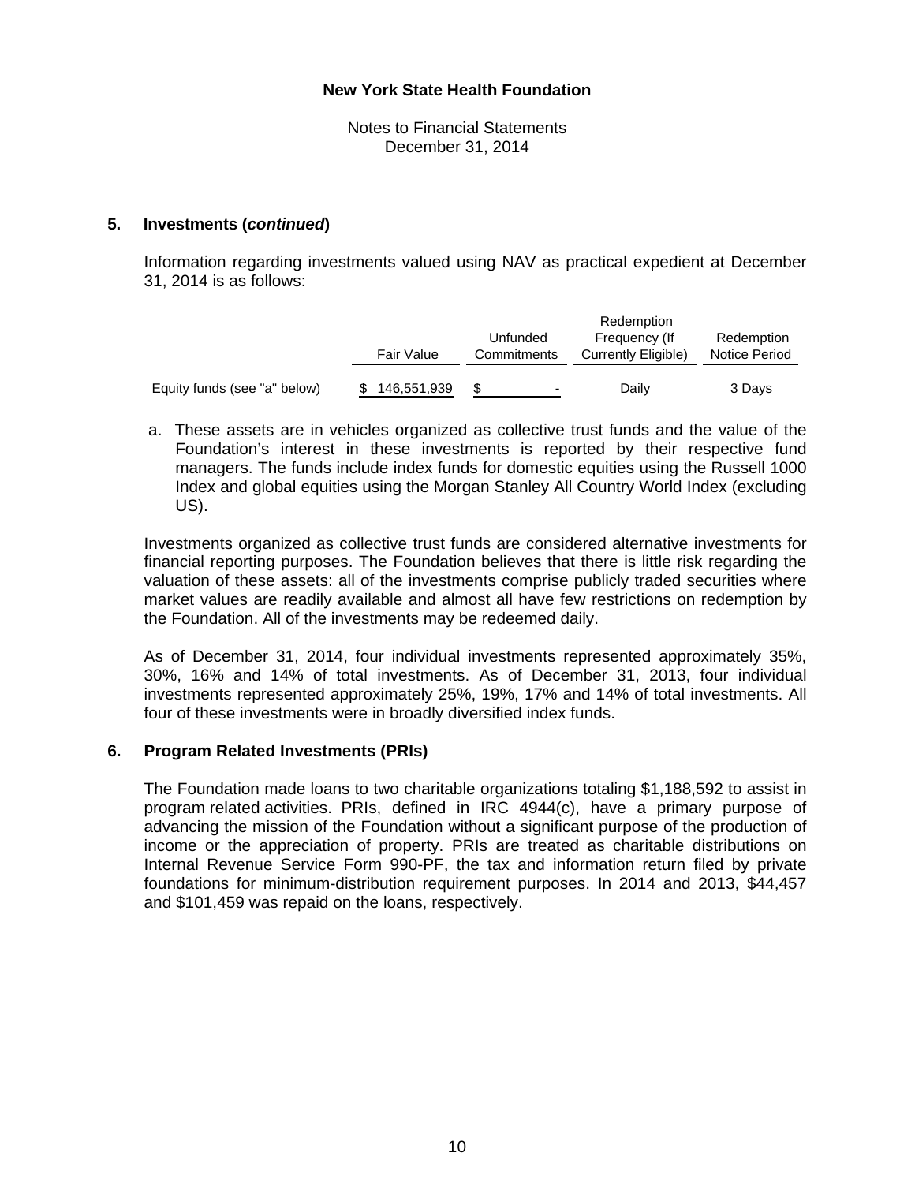**New York State Health Foundation**

Notes to Financial Statements
December 31, 2014

## 5. Investments (*continued*)

Information regarding investments valued using NAV as practical expedient at December 31, 2014 is as follows:

| | Fair Value | Unfunded Commitments | Redemption Frequency (If Currently Eligible) | Redemption Notice Period |
|---|---|---|---|---|
| Equity funds (see "a" below) | $ 146,551,939 | $ - | Daily | 3 Days |

a. These assets are in vehicles organized as collective trust funds and the value of the Foundation's interest in these investments is reported by their respective fund managers. The funds include index funds for domestic equities using the Russell 1000 Index and global equities using the Morgan Stanley All Country World Index (excluding US).

Investments organized as collective trust funds are considered alternative investments for financial reporting purposes. The Foundation believes that there is little risk regarding the valuation of these assets: all of the investments comprise publicly traded securities where market values are readily available and almost all have few restrictions on redemption by the Foundation. All of the investments may be redeemed daily.

As of December 31, 2014, four individual investments represented approximately 35%, 30%, 16% and 14% of total investments. As of December 31, 2013, four individual investments represented approximately 25%, 19%, 17% and 14% of total investments. All four of these investments were in broadly diversified index funds.

## 6. Program Related Investments (PRIs)

The Foundation made loans to two charitable organizations totaling $1,188,592 to assist in program related activities. PRIs, defined in IRC 4944(c), have a primary purpose of advancing the mission of the Foundation without a significant purpose of the production of income or the appreciation of property. PRIs are treated as charitable distributions on Internal Revenue Service Form 990-PF, the tax and information return filed by private foundations for minimum-distribution requirement purposes. In 2014 and 2013, $44,457 and $101,459 was repaid on the loans, respectively.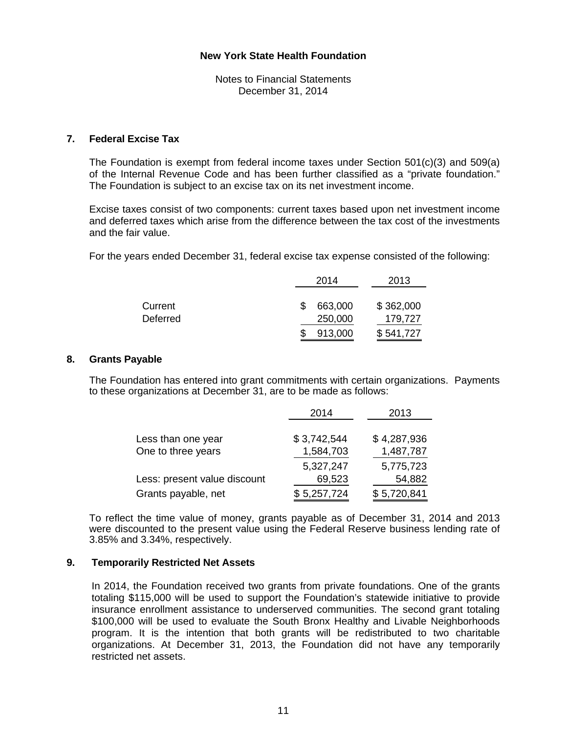**New York State Health Foundation**

Notes to Financial Statements
December 31, 2014

## 7. Federal Excise Tax

The Foundation is exempt from federal income taxes under Section 501(c)(3) and 509(a) of the Internal Revenue Code and has been further classified as a "private foundation." The Foundation is subject to an excise tax on its net investment income.

Excise taxes consist of two components: current taxes based upon net investment income and deferred taxes which arise from the difference between the tax cost of the investments and the fair value.

For the years ended December 31, federal excise tax expense consisted of the following:

| | 2014 | 2013 |
|---|---|---|
| Current | $ 663,000 | $ 362,000 |
| Deferred | 250,000 | 179,727 |
| | $ 913,000 | $ 541,727 |

## 8. Grants Payable

The Foundation has entered into grant commitments with certain organizations. Payments to these organizations at December 31, are to be made as follows:

| | 2014 | 2013 |
|---|---|---|
| Less than one year | $ 3,742,544 | $ 4,287,936 |
| One to three years | 1,584,703 | 1,487,787 |
| | 5,327,247 | 5,775,723 |
| Less: present value discount | 69,523 | 54,882 |
| Grants payable, net | $ 5,257,724 | $ 5,720,841 |

To reflect the time value of money, grants payable as of December 31, 2014 and 2013 were discounted to the present value using the Federal Reserve business lending rate of 3.85% and 3.34%, respectively.

## 9. Temporarily Restricted Net Assets

In 2014, the Foundation received two grants from private foundations. One of the grants totaling $115,000 will be used to support the Foundation's statewide initiative to provide insurance enrollment assistance to underserved communities. The second grant totaling $100,000 will be used to evaluate the South Bronx Healthy and Livable Neighborhoods program. It is the intention that both grants will be redistributed to two charitable organizations. At December 31, 2013, the Foundation did not have any temporarily restricted net assets.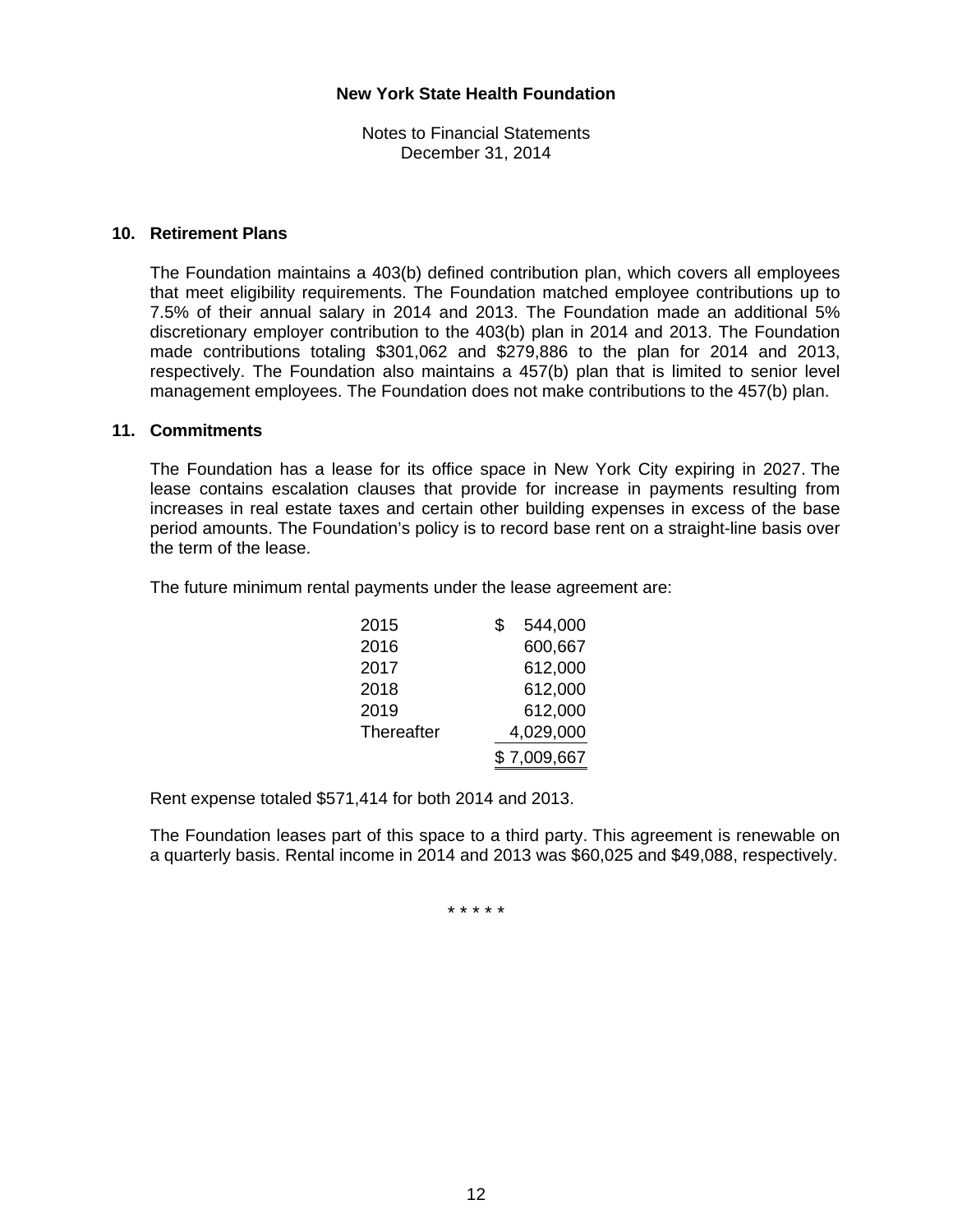**New York State Health Foundation**

Notes to Financial Statements
December 31, 2014

## 10. Retirement Plans

The Foundation maintains a 403(b) defined contribution plan, which covers all employees that meet eligibility requirements. The Foundation matched employee contributions up to 7.5% of their annual salary in 2014 and 2013. The Foundation made an additional 5% discretionary employer contribution to the 403(b) plan in 2014 and 2013. The Foundation made contributions totaling $301,062 and $279,886 to the plan for 2014 and 2013, respectively. The Foundation also maintains a 457(b) plan that is limited to senior level management employees. The Foundation does not make contributions to the 457(b) plan.

## 11. Commitments

The Foundation has a lease for its office space in New York City expiring in 2027. The lease contains escalation clauses that provide for increase in payments resulting from increases in real estate taxes and certain other building expenses in excess of the base period amounts. The Foundation's policy is to record base rent on a straight-line basis over the term of the lease.

The future minimum rental payments under the lease agreement are:

| | |
|---|---|
| 2015 | $ 544,000 |
| 2016 | 600,667 |
| 2017 | 612,000 |
| 2018 | 612,000 |
| 2019 | 612,000 |
| Thereafter | 4,029,000 |
| | $ 7,009,667 |

Rent expense totaled $571,414 for both 2014 and 2013.

The Foundation leases part of this space to a third party. This agreement is renewable on a quarterly basis. Rental income in 2014 and 2013 was $60,025 and $49,088, respectively.

\* \* \* \* \*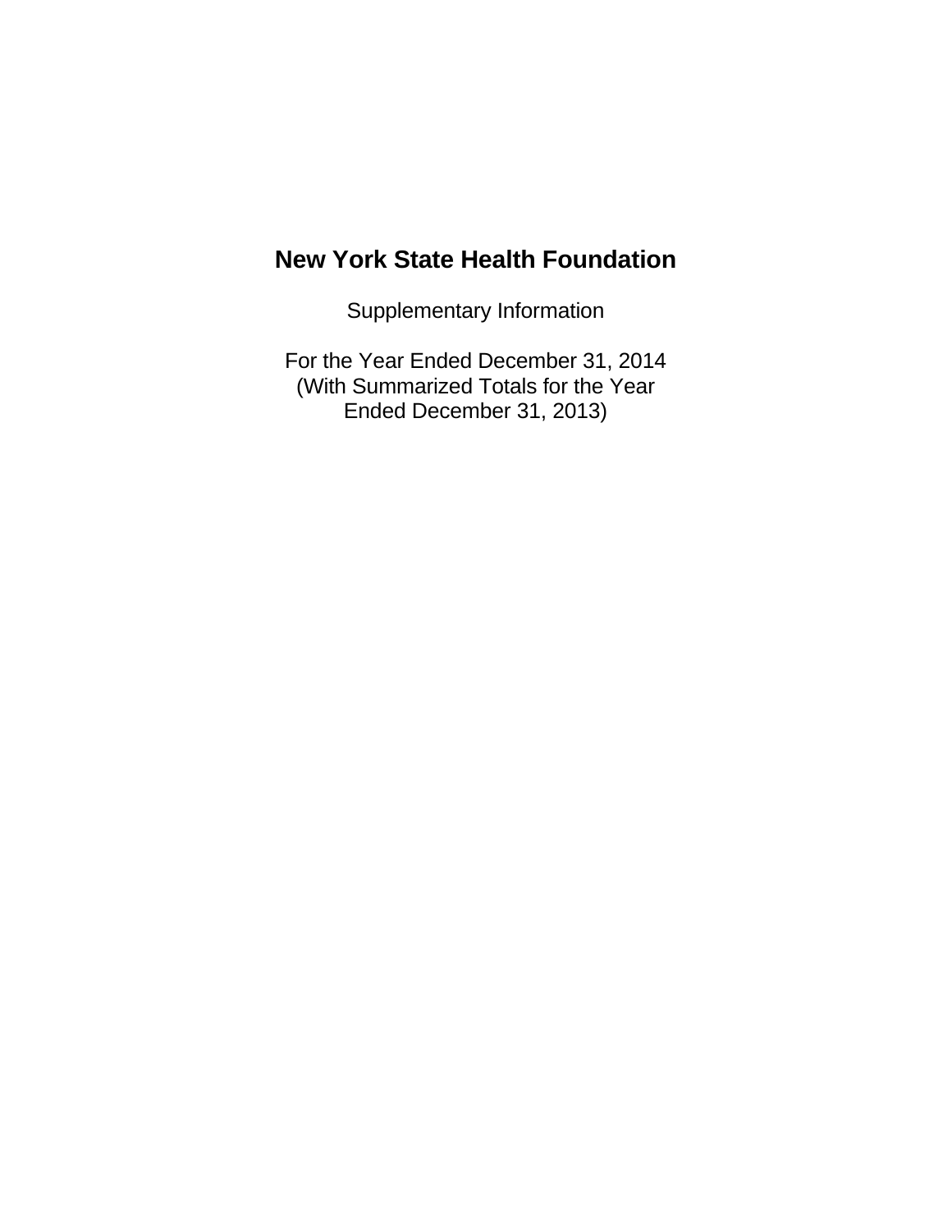# New York State Health Foundation

Supplementary Information

For the Year Ended December 31, 2014
(With Summarized Totals for the Year
Ended December 31, 2013)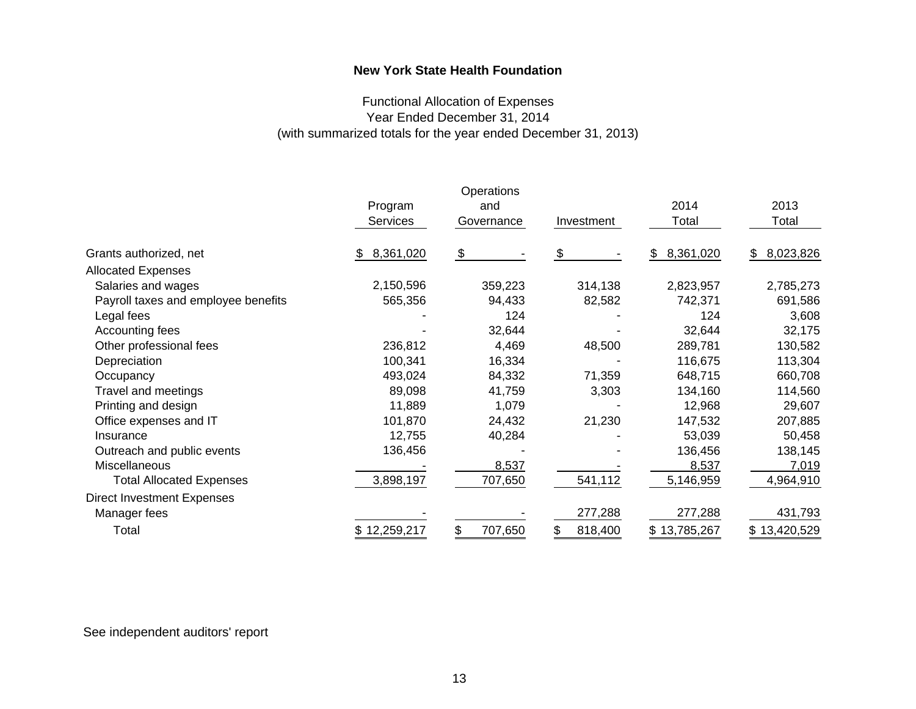**New York State Health Foundation**

Functional Allocation of Expenses
Year Ended December 31, 2014
(with summarized totals for the year ended December 31, 2013)

| | Program Services | Operations and Governance | Investment | 2014 Total | 2013 Total |
|---|---|---|---|---|---|
| Grants authorized, net | $ 8,361,020 | $ - | $ - | $ 8,361,020 | $ 8,023,826 |
| Allocated Expenses | | | | | |
| Salaries and wages | 2,150,596 | 359,223 | 314,138 | 2,823,957 | 2,785,273 |
| Payroll taxes and employee benefits | 565,356 | 94,433 | 82,582 | 742,371 | 691,586 |
| Legal fees | - | 124 | - | 124 | 3,608 |
| Accounting fees | - | 32,644 | - | 32,644 | 32,175 |
| Other professional fees | 236,812 | 4,469 | 48,500 | 289,781 | 130,582 |
| Depreciation | 100,341 | 16,334 | - | 116,675 | 113,304 |
| Occupancy | 493,024 | 84,332 | 71,359 | 648,715 | 660,708 |
| Travel and meetings | 89,098 | 41,759 | 3,303 | 134,160 | 114,560 |
| Printing and design | 11,889 | 1,079 | - | 12,968 | 29,607 |
| Office expenses and IT | 101,870 | 24,432 | 21,230 | 147,532 | 207,885 |
| Insurance | 12,755 | 40,284 | - | 53,039 | 50,458 |
| Outreach and public events | 136,456 | - | - | 136,456 | 138,145 |
| Miscellaneous | - | 8,537 | - | 8,537 | 7,019 |
| Total Allocated Expenses | 3,898,197 | 707,650 | 541,112 | 5,146,959 | 4,964,910 |
| Direct Investment Expenses | | | | | |
| Manager fees | - | - | 277,288 | 277,288 | 431,793 |
| Total | $ 12,259,217 | $ 707,650 | $ 818,400 | $ 13,785,267 | $ 13,420,529 |

See independent auditors' report